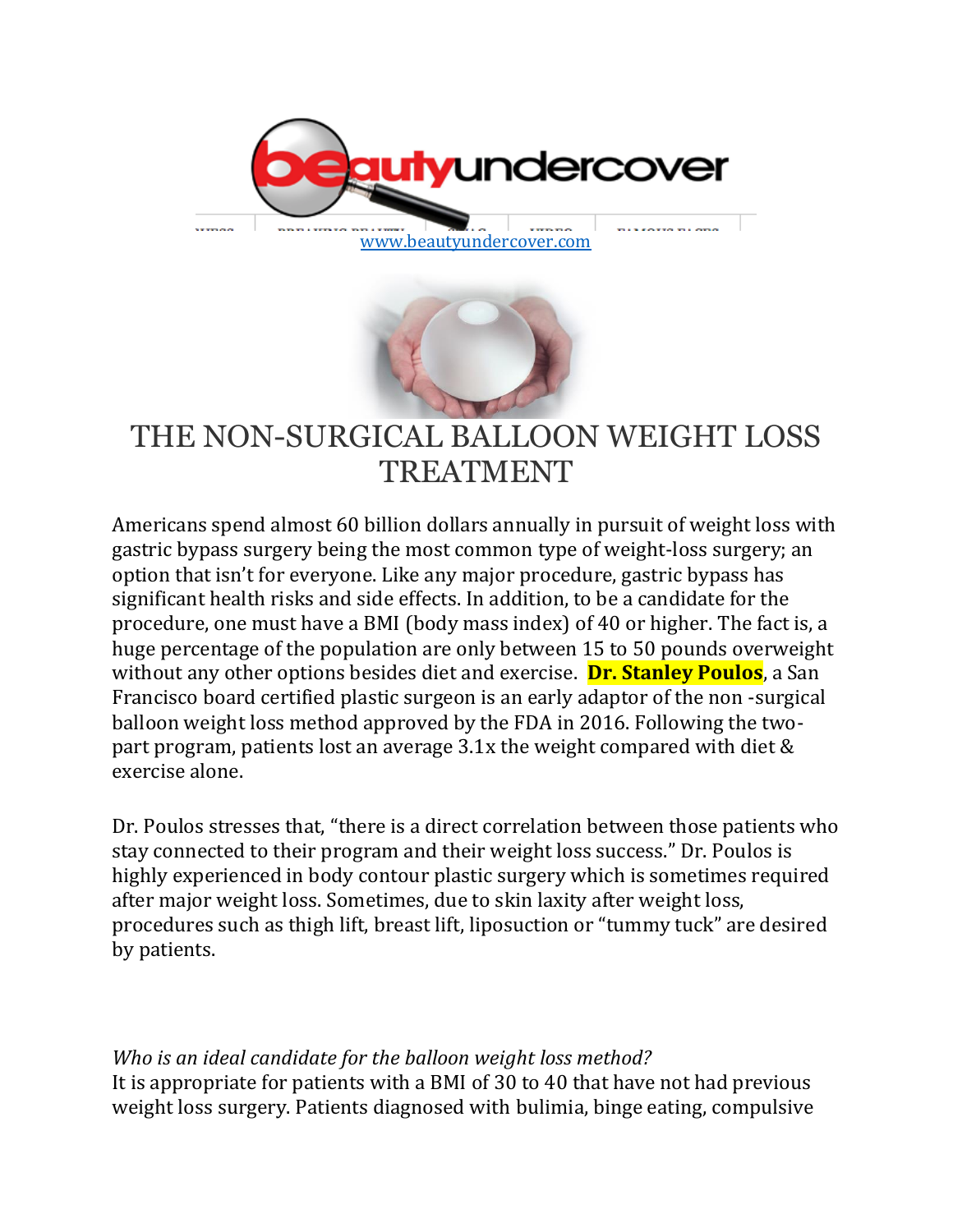[www.beautyundercover.com](http://www.beautyundercover.com)

# THE NON-SURGICAL BALLOON WEIGHT LOSS TREATMENT

Americans spend almost 60 billion dollars annually in pursuit of weight loss with gastric bypass surgery being the most common type of weight-loss surgery; an option that isn't for everyone. Like any major procedure, gastric bypass has significant health risks and side effects. In addition, to be a candidate for the procedure, one must have a BMI (body mass index) of 40 or higher. The fact is, a huge percentage of the population are only between 15 to 50 pounds overweight without any other options besides diet and exercise. **Dr. Stanley Poulos**, a San Francisco board certified plastic surgeon is an early adaptor of the non -surgical balloon weight loss method approved by the FDA in 2016. Following the two-part program, patients lost an average 3.1x the weight compared with diet & exercise alone.

Dr. Poulos stresses that, "there is a direct correlation between those patients who stay connected to their program and their weight loss success." Dr. Poulos is highly experienced in body contour plastic surgery which is sometimes required after major weight loss. Sometimes, due to skin laxity after weight loss, procedures such as thigh lift, breast lift, liposuction or "tummy tuck" are desired by patients.

*Who is an ideal candidate for the balloon weight loss method?*

It is appropriate for patients with a BMI of 30 to 40 that have not had previous weight loss surgery. Patients diagnosed with bulimia, binge eating, compulsive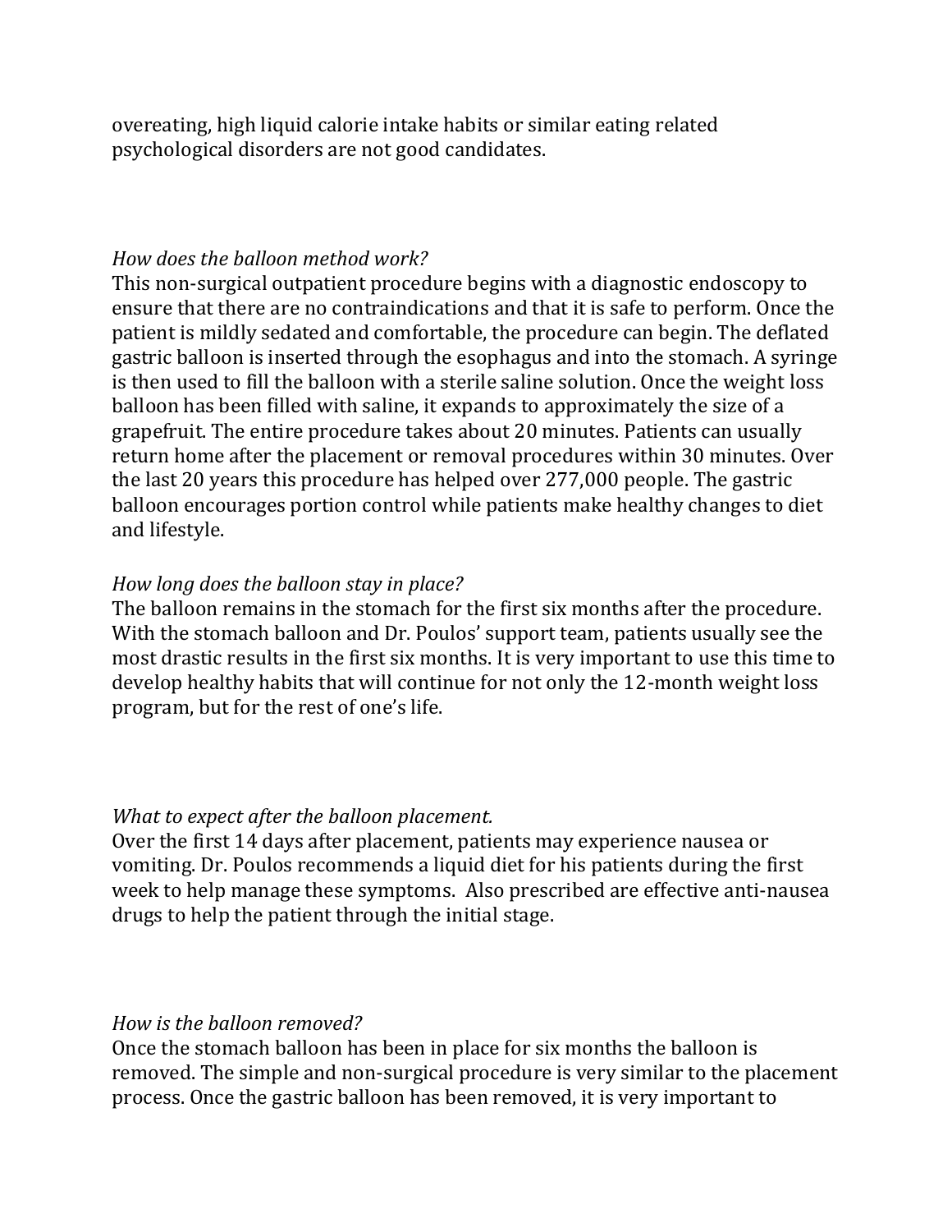overeating, high liquid calorie intake habits or similar eating related psychological disorders are not good candidates.

*How does the balloon method work?*

This non-surgical outpatient procedure begins with a diagnostic endoscopy to ensure that there are no contraindications and that it is safe to perform. Once the patient is mildly sedated and comfortable, the procedure can begin. The deflated gastric balloon is inserted through the esophagus and into the stomach. A syringe is then used to fill the balloon with a sterile saline solution. Once the weight loss balloon has been filled with saline, it expands to approximately the size of a grapefruit. The entire procedure takes about 20 minutes. Patients can usually return home after the placement or removal procedures within 30 minutes. Over the last 20 years this procedure has helped over 277,000 people. The gastric balloon encourages portion control while patients make healthy changes to diet and lifestyle.

*How long does the balloon stay in place?*

The balloon remains in the stomach for the first six months after the procedure. With the stomach balloon and Dr. Poulos' support team, patients usually see the most drastic results in the first six months. It is very important to use this time to develop healthy habits that will continue for not only the 12-month weight loss program, but for the rest of one's life.

*What to expect after the balloon placement.*

Over the first 14 days after placement, patients may experience nausea or vomiting. Dr. Poulos recommends a liquid diet for his patients during the first week to help manage these symptoms. Also prescribed are effective anti-nausea drugs to help the patient through the initial stage.

*How is the balloon removed?*

Once the stomach balloon has been in place for six months the balloon is removed. The simple and non-surgical procedure is very similar to the placement process. Once the gastric balloon has been removed, it is very important to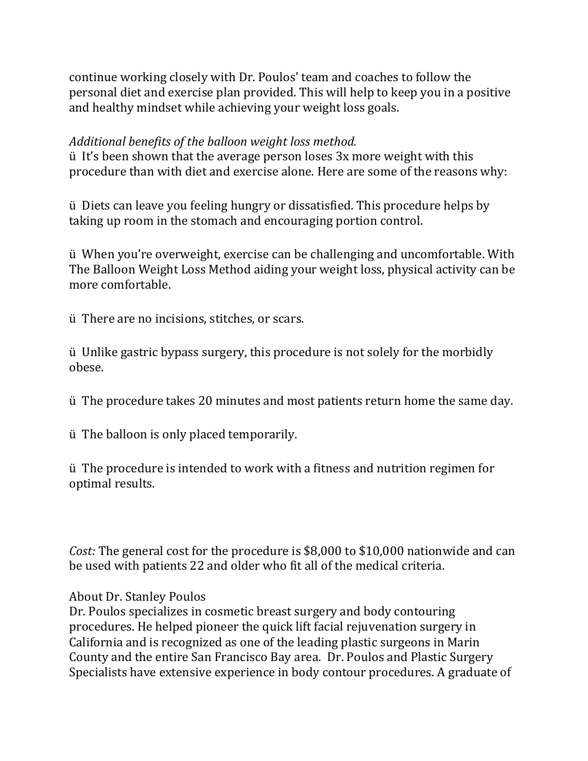continue working closely with Dr. Poulos' team and coaches to follow the personal diet and exercise plan provided. This will help to keep you in a positive and healthy mindset while achieving your weight loss goals.

*Additional benefits of the balloon weight loss method.*

ü It's been shown that the average person loses 3x more weight with this procedure than with diet and exercise alone. Here are some of the reasons why:

ü Diets can leave you feeling hungry or dissatisfied. This procedure helps by taking up room in the stomach and encouraging portion control.

ü When you're overweight, exercise can be challenging and uncomfortable. With The Balloon Weight Loss Method aiding your weight loss, physical activity can be more comfortable.

ü There are no incisions, stitches, or scars.

ü Unlike gastric bypass surgery, this procedure is not solely for the morbidly obese.

ü The procedure takes 20 minutes and most patients return home the same day.

ü The balloon is only placed temporarily.

ü The procedure is intended to work with a fitness and nutrition regimen for optimal results.

*Cost:* The general cost for the procedure is $8,000 to $10,000 nationwide and can be used with patients 22 and older who fit all of the medical criteria.

About Dr. Stanley Poulos

Dr. Poulos specializes in cosmetic breast surgery and body contouring procedures. He helped pioneer the quick lift facial rejuvenation surgery in California and is recognized as one of the leading plastic surgeons in Marin County and the entire San Francisco Bay area. Dr. Poulos and Plastic Surgery Specialists have extensive experience in body contour procedures. A graduate of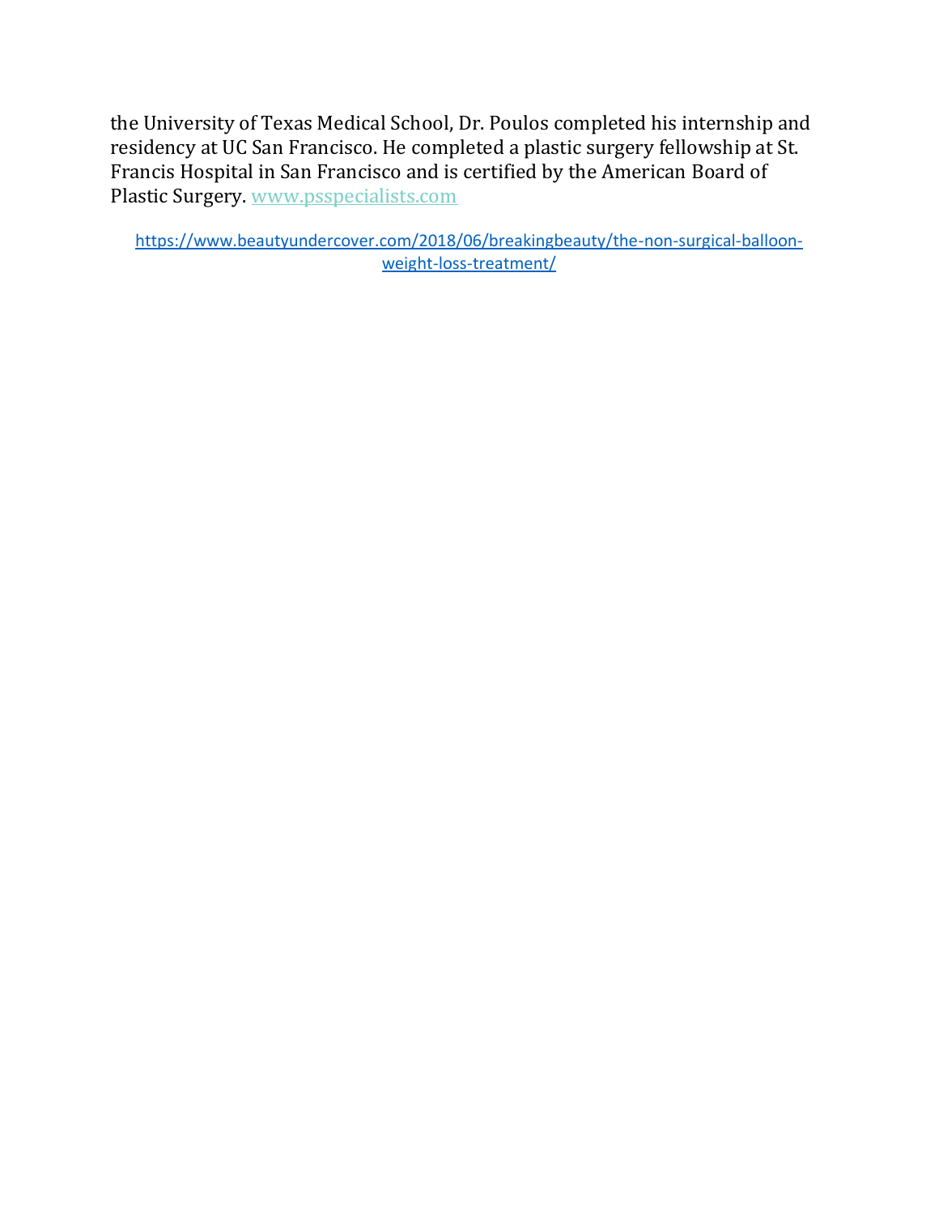the University of Texas Medical School, Dr. Poulos completed his internship and residency at UC San Francisco. He completed a plastic surgery fellowship at St. Francis Hospital in San Francisco and is certified by the American Board of Plastic Surgery. [www.psspecialists.com](www.psspecialists.com)

[https://www.beautyundercover.com/2018/06/breakingbeauty/the-non-surgical-balloon-weight-loss-treatment/](https://www.beautyundercover.com/2018/06/breakingbeauty/the-non-surgical-balloon-weight-loss-treatment/)